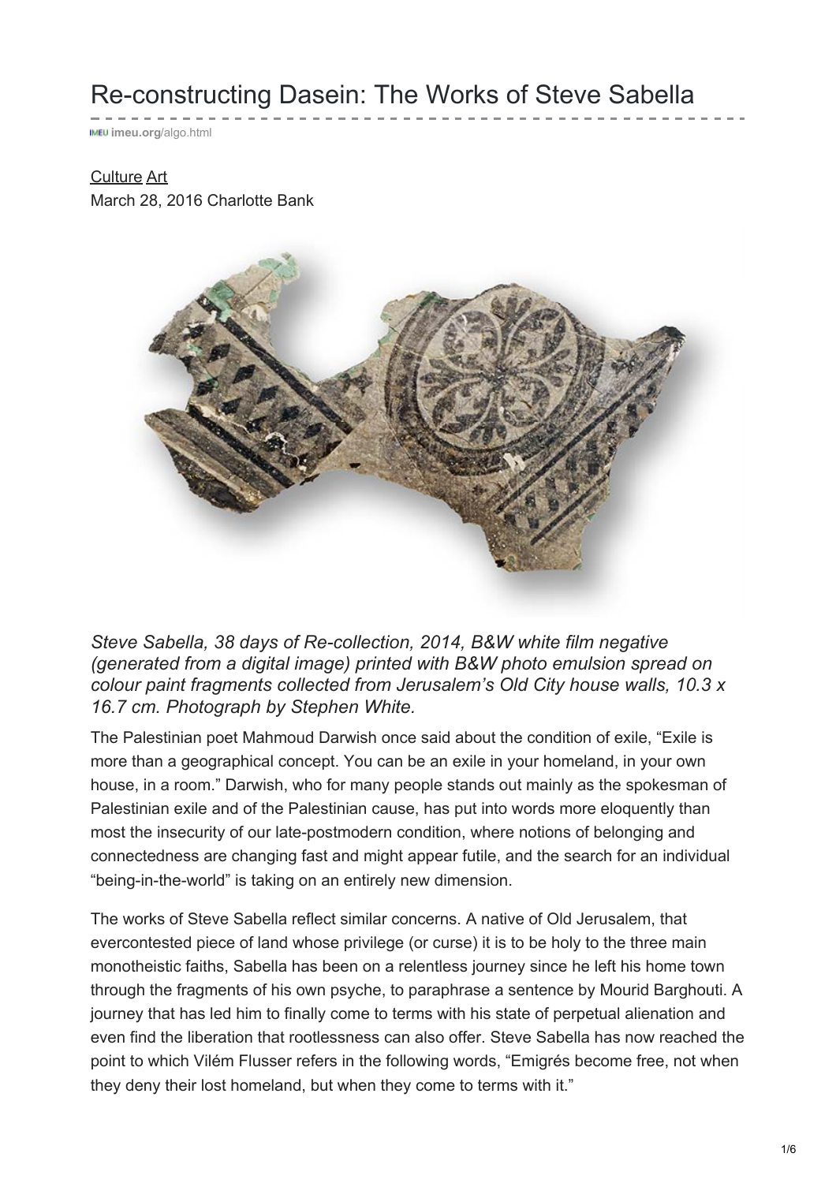# Re-constructing Dasein: The Works of Steve Sabella

imeu.org/algo.html

Culture Art

March 28, 2016 Charlotte Bank

*Steve Sabella, 38 days of Re-collection, 2014, B&W white film negative (generated from a digital image) printed with B&W photo emulsion spread on colour paint fragments collected from Jerusalem's Old City house walls, 10.3 x 16.7 cm. Photograph by Stephen White.*

The Palestinian poet Mahmoud Darwish once said about the condition of exile, "Exile is more than a geographical concept. You can be an exile in your homeland, in your own house, in a room." Darwish, who for many people stands out mainly as the spokesman of Palestinian exile and of the Palestinian cause, has put into words more eloquently than most the insecurity of our late-postmodern condition, where notions of belonging and connectedness are changing fast and might appear futile, and the search for an individual "being-in-the-world" is taking on an entirely new dimension.

The works of Steve Sabella reflect similar concerns. A native of Old Jerusalem, that evercontested piece of land whose privilege (or curse) it is to be holy to the three main monotheistic faiths, Sabella has been on a relentless journey since he left his home town through the fragments of his own psyche, to paraphrase a sentence by Mourid Barghouti. A journey that has led him to finally come to terms with his state of perpetual alienation and even find the liberation that rootlessness can also offer. Steve Sabella has now reached the point to which Vilém Flusser refers in the following words, "Emigrés become free, not when they deny their lost homeland, but when they come to terms with it."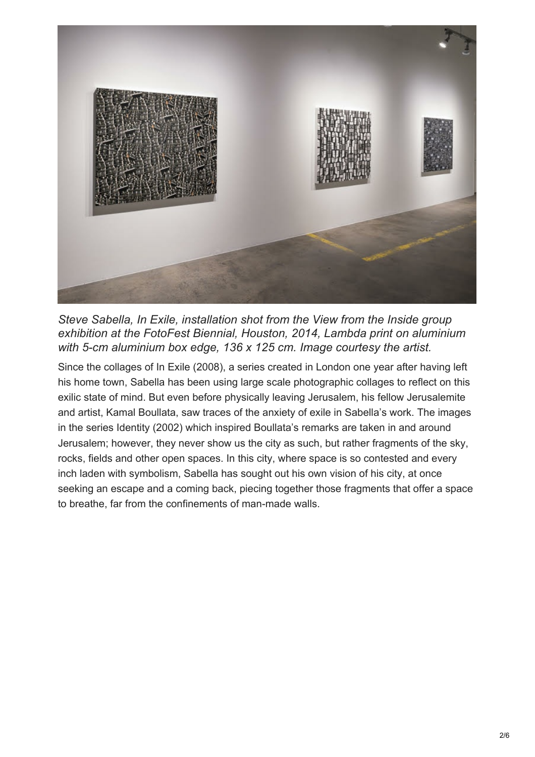*Steve Sabella, In Exile, installation shot from the View from the Inside group exhibition at the FotoFest Biennial, Houston, 2014, Lambda print on aluminium with 5-cm aluminium box edge, 136 x 125 cm. Image courtesy the artist.*

Since the collages of In Exile (2008), a series created in London one year after having left his home town, Sabella has been using large scale photographic collages to reflect on this exilic state of mind. But even before physically leaving Jerusalem, his fellow Jerusalemite and artist, Kamal Boullata, saw traces of the anxiety of exile in Sabella's work. The images in the series Identity (2002) which inspired Boullata's remarks are taken in and around Jerusalem; however, they never show us the city as such, but rather fragments of the sky, rocks, fields and other open spaces. In this city, where space is so contested and every inch laden with symbolism, Sabella has sought out his own vision of his city, at once seeking an escape and a coming back, piecing together those fragments that offer a space to breathe, far from the confinements of man-made walls.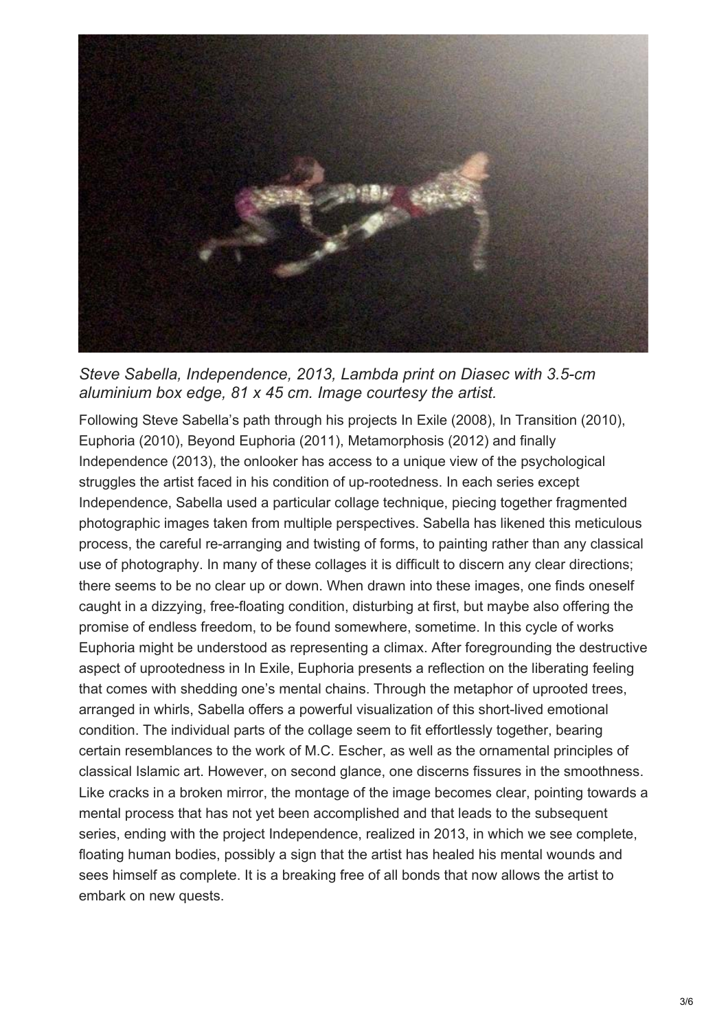*Steve Sabella, Independence, 2013, Lambda print on Diasec with 3.5-cm aluminium box edge, 81 x 45 cm. Image courtesy the artist.*

Following Steve Sabella's path through his projects In Exile (2008), In Transition (2010), Euphoria (2010), Beyond Euphoria (2011), Metamorphosis (2012) and finally Independence (2013), the onlooker has access to a unique view of the psychological struggles the artist faced in his condition of up-rootedness. In each series except Independence, Sabella used a particular collage technique, piecing together fragmented photographic images taken from multiple perspectives. Sabella has likened this meticulous process, the careful re-arranging and twisting of forms, to painting rather than any classical use of photography. In many of these collages it is difficult to discern any clear directions; there seems to be no clear up or down. When drawn into these images, one finds oneself caught in a dizzying, free-floating condition, disturbing at first, but maybe also offering the promise of endless freedom, to be found somewhere, sometime. In this cycle of works Euphoria might be understood as representing a climax. After foregrounding the destructive aspect of uprootedness in In Exile, Euphoria presents a reflection on the liberating feeling that comes with shedding one's mental chains. Through the metaphor of uprooted trees, arranged in whirls, Sabella offers a powerful visualization of this short-lived emotional condition. The individual parts of the collage seem to fit effortlessly together, bearing certain resemblances to the work of M.C. Escher, as well as the ornamental principles of classical Islamic art. However, on second glance, one discerns fissures in the smoothness. Like cracks in a broken mirror, the montage of the image becomes clear, pointing towards a mental process that has not yet been accomplished and that leads to the subsequent series, ending with the project Independence, realized in 2013, in which we see complete, floating human bodies, possibly a sign that the artist has healed his mental wounds and sees himself as complete. It is a breaking free of all bonds that now allows the artist to embark on new quests.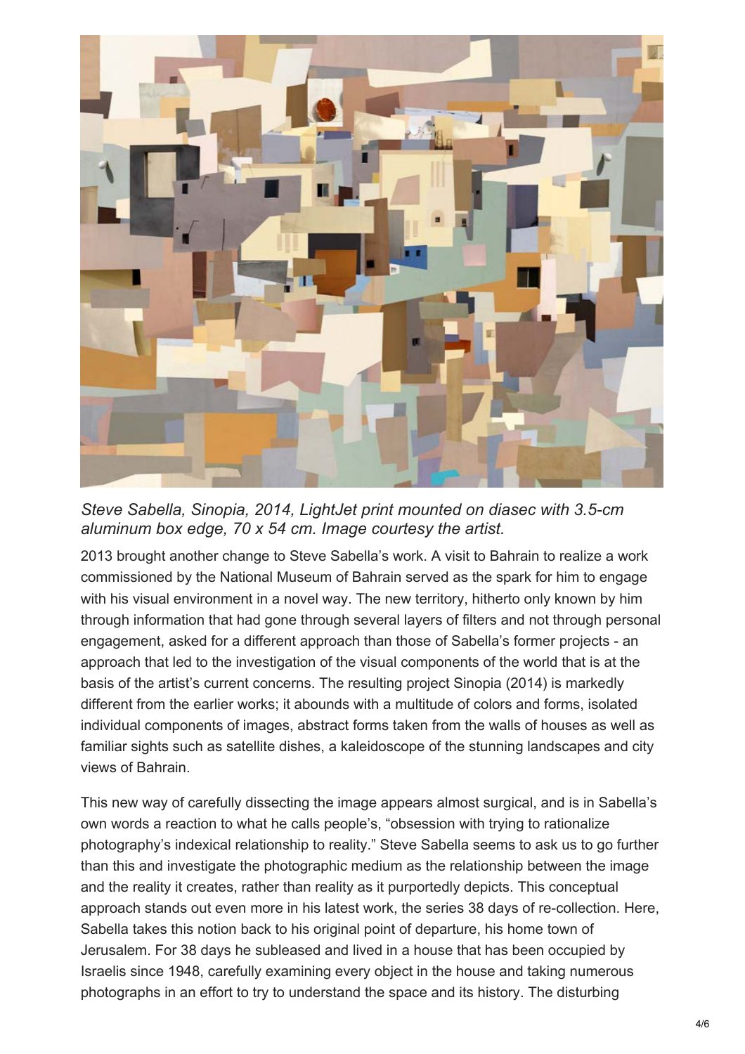*Steve Sabella, Sinopia, 2014, LightJet print mounted on diasec with 3.5-cm aluminum box edge, 70 x 54 cm. Image courtesy the artist.*

2013 brought another change to Steve Sabella's work. A visit to Bahrain to realize a work commissioned by the National Museum of Bahrain served as the spark for him to engage with his visual environment in a novel way. The new territory, hitherto only known by him through information that had gone through several layers of filters and not through personal engagement, asked for a different approach than those of Sabella's former projects - an approach that led to the investigation of the visual components of the world that is at the basis of the artist's current concerns. The resulting project Sinopia (2014) is markedly different from the earlier works; it abounds with a multitude of colors and forms, isolated individual components of images, abstract forms taken from the walls of houses as well as familiar sights such as satellite dishes, a kaleidoscope of the stunning landscapes and city views of Bahrain.

This new way of carefully dissecting the image appears almost surgical, and is in Sabella's own words a reaction to what he calls people's, "obsession with trying to rationalize photography's indexical relationship to reality." Steve Sabella seems to ask us to go further than this and investigate the photographic medium as the relationship between the image and the reality it creates, rather than reality as it purportedly depicts. This conceptual approach stands out even more in his latest work, the series 38 days of re-collection. Here, Sabella takes this notion back to his original point of departure, his home town of Jerusalem. For 38 days he subleased and lived in a house that has been occupied by Israelis since 1948, carefully examining every object in the house and taking numerous photographs in an effort to try to understand the space and its history. The disturbing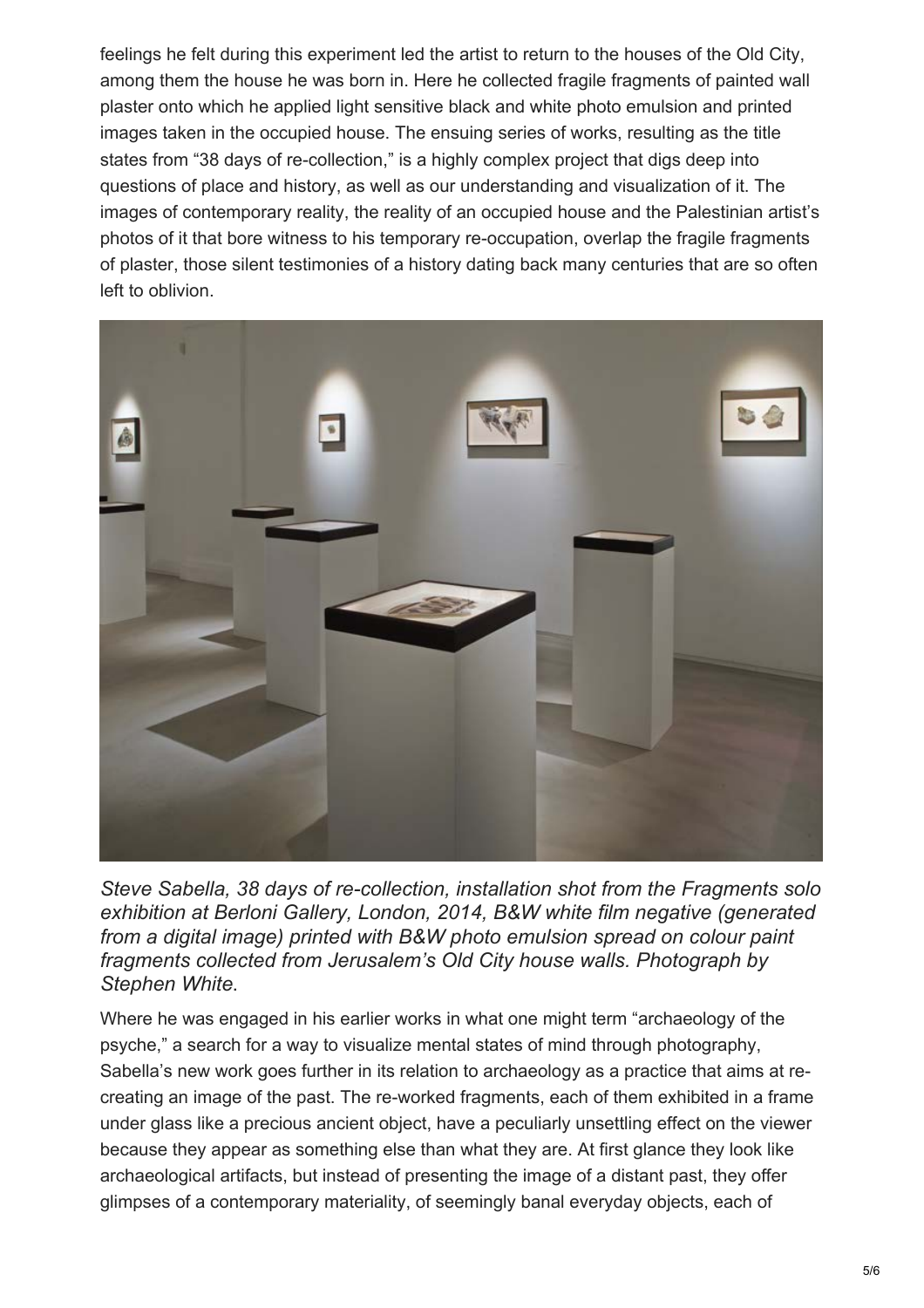feelings he felt during this experiment led the artist to return to the houses of the Old City, among them the house he was born in. Here he collected fragile fragments of painted wall plaster onto which he applied light sensitive black and white photo emulsion and printed images taken in the occupied house. The ensuing series of works, resulting as the title states from "38 days of re-collection," is a highly complex project that digs deep into questions of place and history, as well as our understanding and visualization of it. The images of contemporary reality, the reality of an occupied house and the Palestinian artist's photos of it that bore witness to his temporary re-occupation, overlap the fragile fragments of plaster, those silent testimonies of a history dating back many centuries that are so often left to oblivion.

*Steve Sabella, 38 days of re-collection, installation shot from the Fragments solo exhibition at Berloni Gallery, London, 2014, B&W white film negative (generated from a digital image) printed with B&W photo emulsion spread on colour paint fragments collected from Jerusalem's Old City house walls. Photograph by Stephen White.*

Where he was engaged in his earlier works in what one might term "archaeology of the psyche," a search for a way to visualize mental states of mind through photography, Sabella's new work goes further in its relation to archaeology as a practice that aims at re-creating an image of the past. The re-worked fragments, each of them exhibited in a frame under glass like a precious ancient object, have a peculiarly unsettling effect on the viewer because they appear as something else than what they are. At first glance they look like archaeological artifacts, but instead of presenting the image of a distant past, they offer glimpses of a contemporary materiality, of seemingly banal everyday objects, each of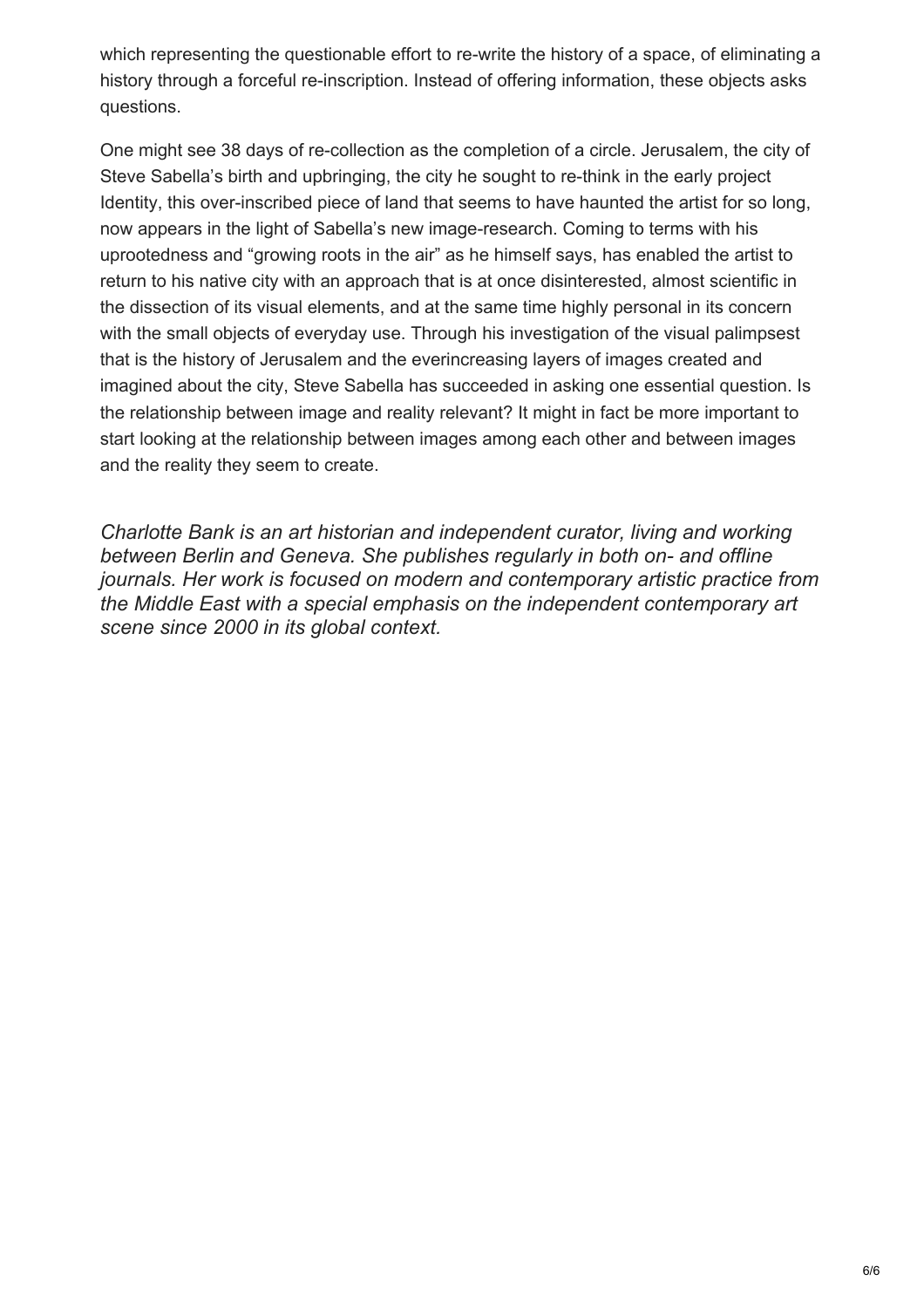which representing the questionable effort to re-write the history of a space, of eliminating a history through a forceful re-inscription. Instead of offering information, these objects asks questions.

One might see 38 days of re-collection as the completion of a circle. Jerusalem, the city of Steve Sabella's birth and upbringing, the city he sought to re-think in the early project Identity, this over-inscribed piece of land that seems to have haunted the artist for so long, now appears in the light of Sabella's new image-research. Coming to terms with his uprootedness and "growing roots in the air" as he himself says, has enabled the artist to return to his native city with an approach that is at once disinterested, almost scientific in the dissection of its visual elements, and at the same time highly personal in its concern with the small objects of everyday use. Through his investigation of the visual palimpsest that is the history of Jerusalem and the everincreasing layers of images created and imagined about the city, Steve Sabella has succeeded in asking one essential question. Is the relationship between image and reality relevant? It might in fact be more important to start looking at the relationship between images among each other and between images and the reality they seem to create.

*Charlotte Bank is an art historian and independent curator, living and working between Berlin and Geneva. She publishes regularly in both on- and offline journals. Her work is focused on modern and contemporary artistic practice from the Middle East with a special emphasis on the independent contemporary art scene since 2000 in its global context.*